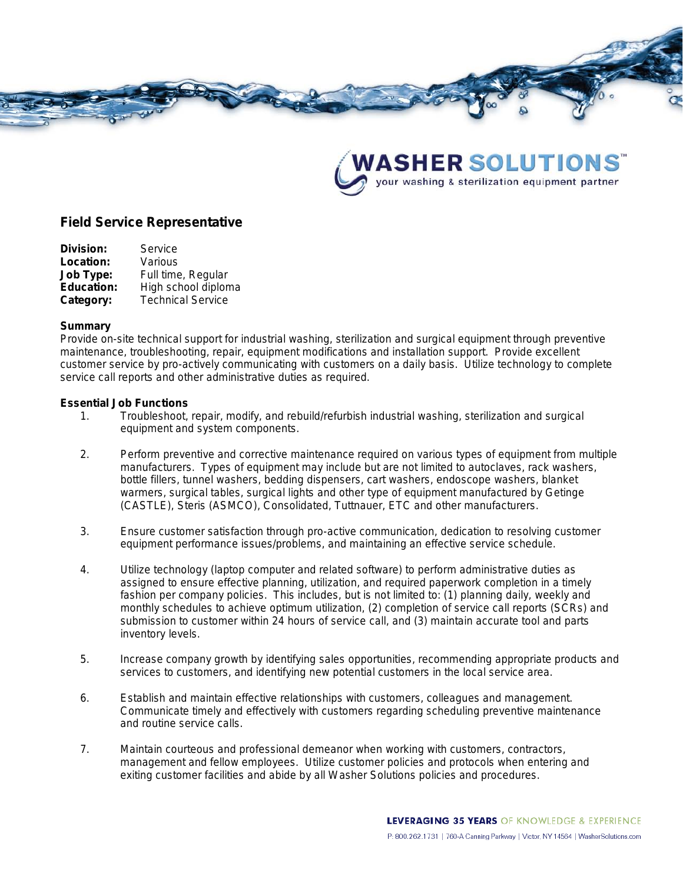WASHER SOLUTIONS™
your washing & sterilization equipment partner

## Field Service Representative

**Division:** Service
**Location:** Various
**Job Type:** Full time, Regular
**Education:** High school diploma
**Category:** Technical Service

### Summary

Provide on-site technical support for industrial washing, sterilization and surgical equipment through preventive maintenance, troubleshooting, repair, equipment modifications and installation support. Provide excellent customer service by pro-actively communicating with customers on a daily basis. Utilize technology to complete service call reports and other administrative duties as required.

### Essential Job Functions

1. Troubleshoot, repair, modify, and rebuild/refurbish industrial washing, sterilization and surgical equipment and system components.

2. Perform preventive and corrective maintenance required on various types of equipment from multiple manufacturers. Types of equipment may include but are not limited to autoclaves, rack washers, bottle fillers, tunnel washers, bedding dispensers, cart washers, endoscope washers, blanket warmers, surgical tables, surgical lights and other type of equipment manufactured by Getinge (CASTLE), Steris (ASMCO), Consolidated, Tuttnauer, ETC and other manufacturers.

3. Ensure customer satisfaction through pro-active communication, dedication to resolving customer equipment performance issues/problems, and maintaining an effective service schedule.

4. Utilize technology (laptop computer and related software) to perform administrative duties as assigned to ensure effective planning, utilization, and required paperwork completion in a timely fashion per company policies. This includes, but is not limited to: (1) planning daily, weekly and monthly schedules to achieve optimum utilization, (2) completion of service call reports (SCRs) and submission to customer within 24 hours of service call, and (3) maintain accurate tool and parts inventory levels.

5. Increase company growth by identifying sales opportunities, recommending appropriate products and services to customers, and identifying new potential customers in the local service area.

6. Establish and maintain effective relationships with customers, colleagues and management. Communicate timely and effectively with customers regarding scheduling preventive maintenance and routine service calls.

7. Maintain courteous and professional demeanor when working with customers, contractors, management and fellow employees. Utilize customer policies and protocols when entering and exiting customer facilities and abide by all Washer Solutions policies and procedures.

LEVERAGING 35 YEARS OF KNOWLEDGE & EXPERIENCE

P: 800.262.1731 | 760-A Canning Parkway | Victor, NY 14564 | WasherSolutions.com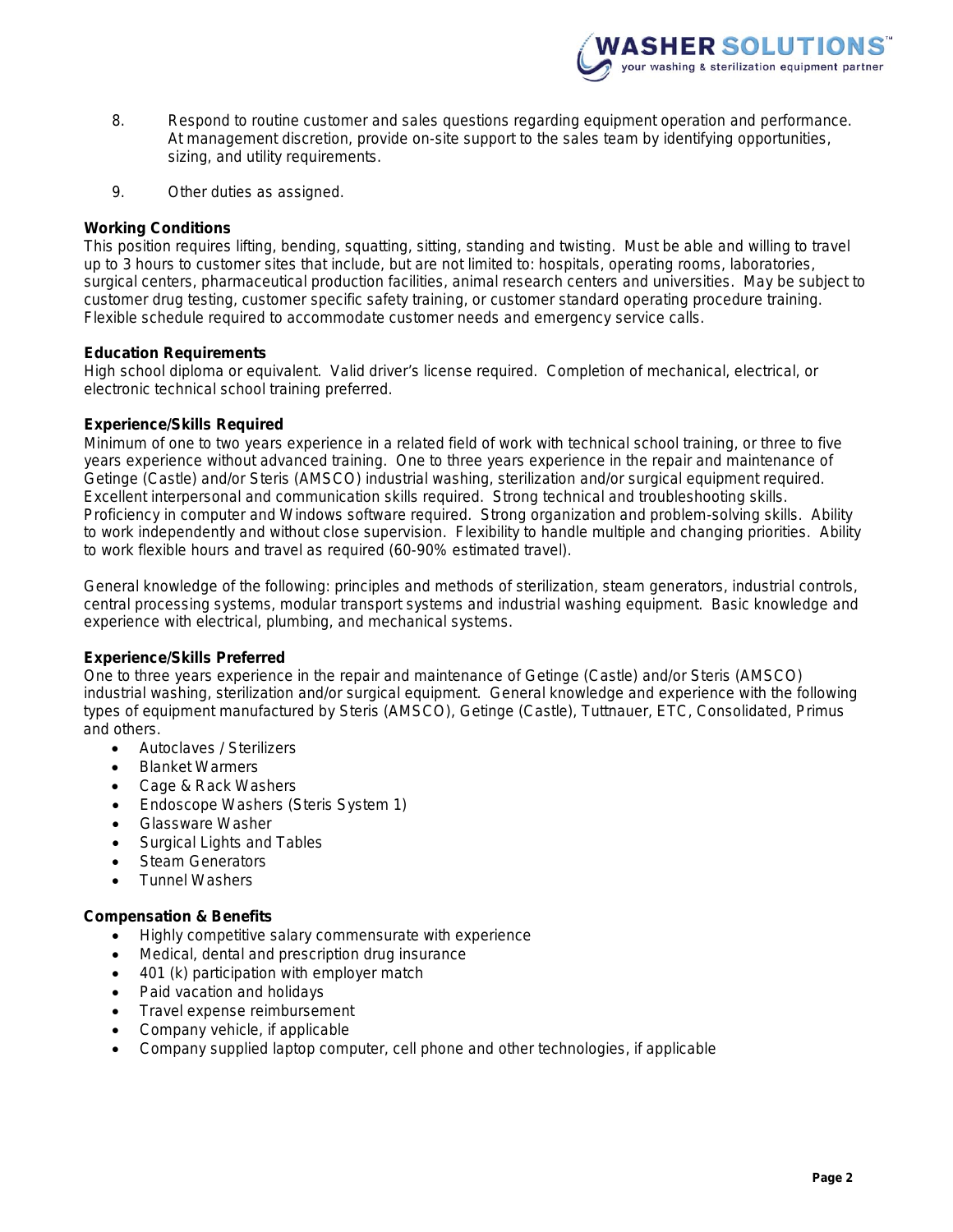8. Respond to routine customer and sales questions regarding equipment operation and performance. At management discretion, provide on-site support to the sales team by identifying opportunities, sizing, and utility requirements.

9. Other duties as assigned.

**Working Conditions**
This position requires lifting, bending, squatting, sitting, standing and twisting. Must be able and willing to travel up to 3 hours to customer sites that include, but are not limited to: hospitals, operating rooms, laboratories, surgical centers, pharmaceutical production facilities, animal research centers and universities. May be subject to customer drug testing, customer specific safety training, or customer standard operating procedure training. Flexible schedule required to accommodate customer needs and emergency service calls.

**Education Requirements**
High school diploma or equivalent. Valid driver's license required. Completion of mechanical, electrical, or electronic technical school training preferred.

**Experience/Skills Required**
Minimum of one to two years experience in a related field of work with technical school training, or three to five years experience without advanced training. One to three years experience in the repair and maintenance of Getinge (Castle) and/or Steris (AMSCO) industrial washing, sterilization and/or surgical equipment required. Excellent interpersonal and communication skills required. Strong technical and troubleshooting skills. Proficiency in computer and Windows software required. Strong organization and problem-solving skills. Ability to work independently and without close supervision. Flexibility to handle multiple and changing priorities. Ability to work flexible hours and travel as required (60-90% estimated travel).

General knowledge of the following: principles and methods of sterilization, steam generators, industrial controls, central processing systems, modular transport systems and industrial washing equipment. Basic knowledge and experience with electrical, plumbing, and mechanical systems.

**Experience/Skills Preferred**
One to three years experience in the repair and maintenance of Getinge (Castle) and/or Steris (AMSCO) industrial washing, sterilization and/or surgical equipment. General knowledge and experience with the following types of equipment manufactured by Steris (AMSCO), Getinge (Castle), Tuttnauer, ETC, Consolidated, Primus and others.

- Autoclaves / Sterilizers
- Blanket Warmers
- Cage & Rack Washers
- Endoscope Washers (Steris System 1)
- Glassware Washer
- Surgical Lights and Tables
- Steam Generators
- Tunnel Washers

**Compensation & Benefits**

- Highly competitive salary commensurate with experience
- Medical, dental and prescription drug insurance
- 401 (k) participation with employer match
- Paid vacation and holidays
- Travel expense reimbursement
- Company vehicle, if applicable
- Company supplied laptop computer, cell phone and other technologies, if applicable